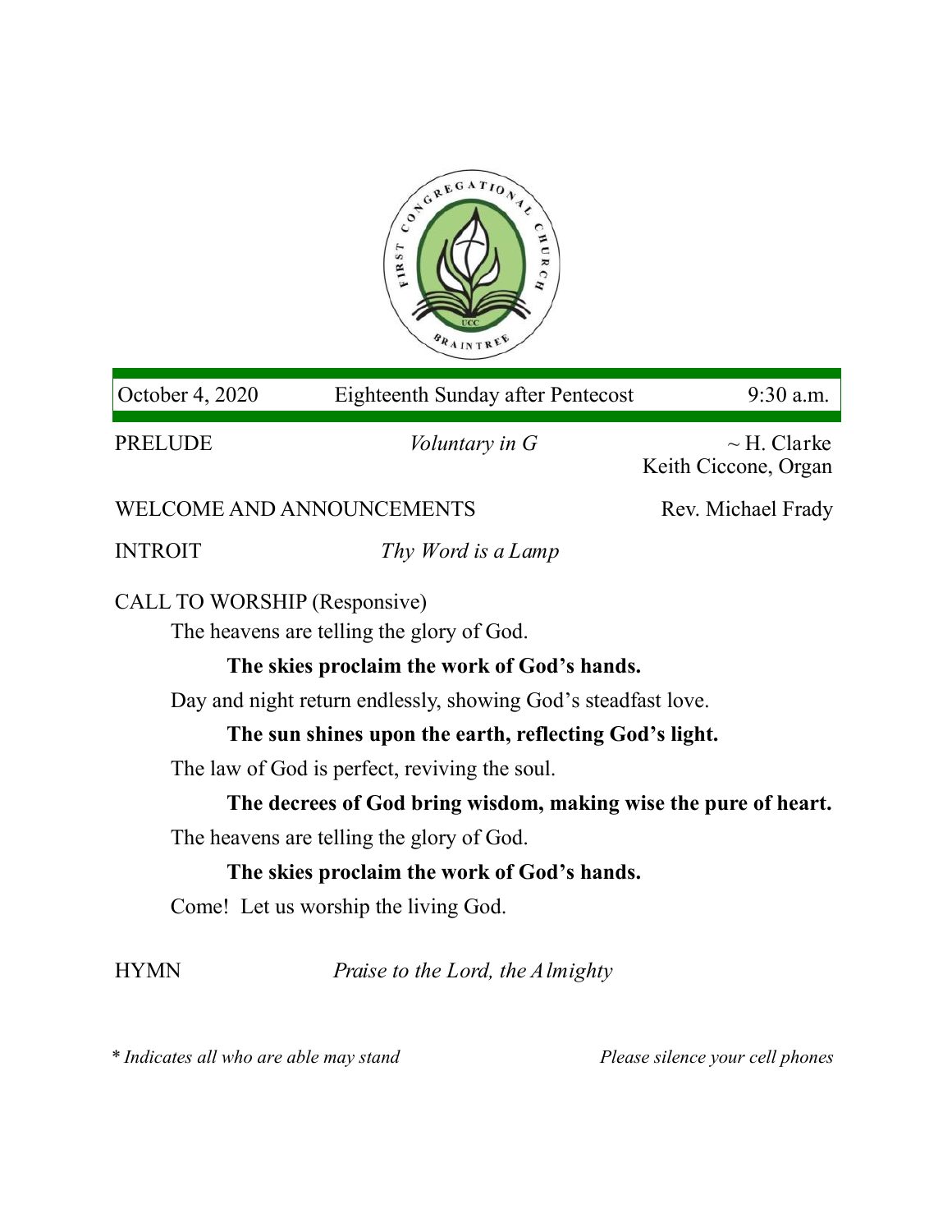FIRST CONGREGATIONAL CHURCH
UCC
BRAINTREE

| October 4, 2020 | Eighteenth Sunday after Pentecost | 9:30 a.m. |
|---|---|---|

PRELUDE *Voluntary in G* ~ H. Clarke
Keith Ciccone, Organ

WELCOME AND ANNOUNCEMENTS Rev. Michael Frady

INTROIT *Thy Word is a Lamp*

CALL TO WORSHIP (Responsive)

The heavens are telling the glory of God.

**The skies proclaim the work of God's hands.**

Day and night return endlessly, showing God's steadfast love.

**The sun shines upon the earth, reflecting God's light.**

The law of God is perfect, reviving the soul.

**The decrees of God bring wisdom, making wise the pure of heart.**

The heavens are telling the glory of God.

**The skies proclaim the work of God's hands.**

Come! Let us worship the living God.

HYMN *Praise to the Lord, the Almighty*

\* *Indicates all who are able may stand* *Please silence your cell phones*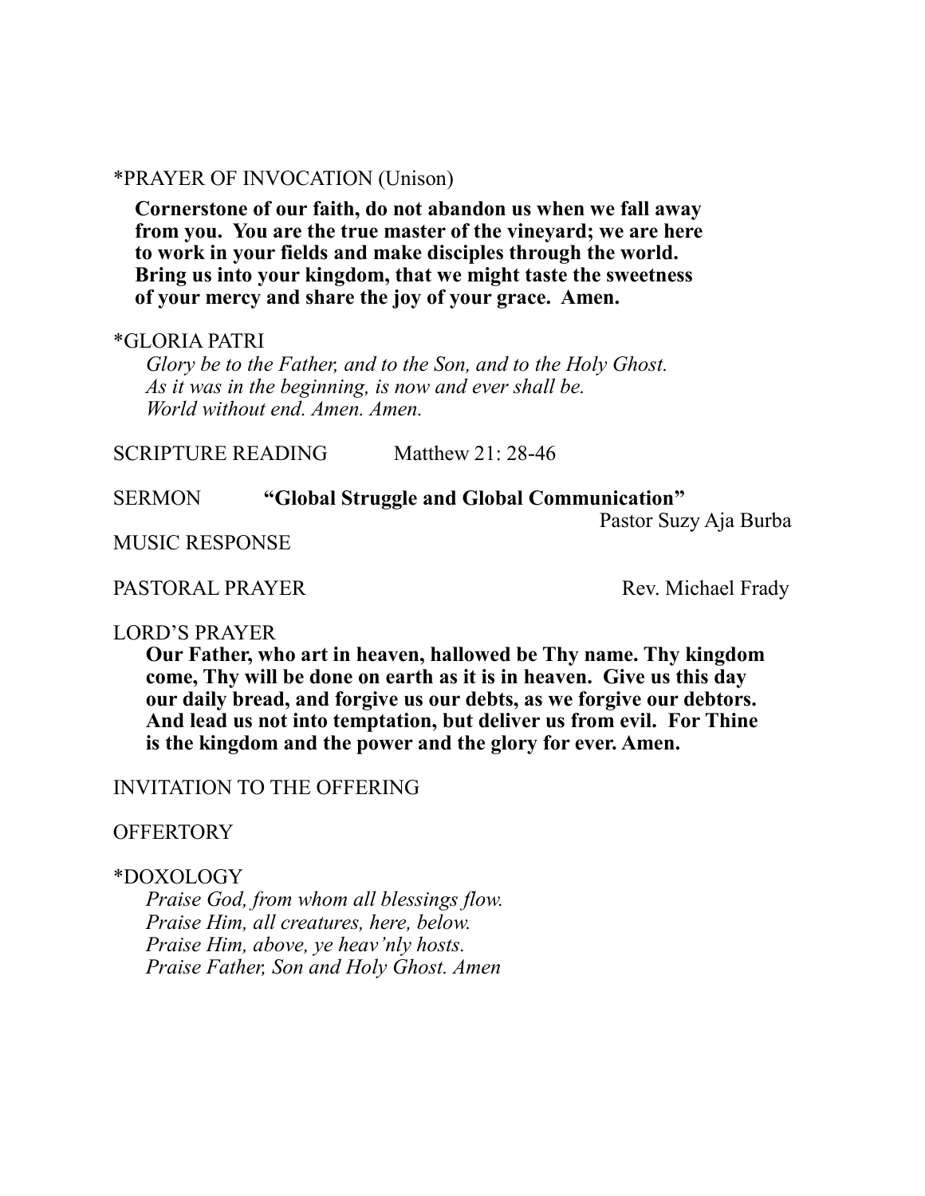*PRAYER OF INVOCATION (Unison)

**Cornerstone of our faith, do not abandon us when we fall away from you. You are the true master of the vineyard; we are here to work in your fields and make disciples through the world. Bring us into your kingdom, that we might taste the sweetness of your mercy and share the joy of your grace. Amen.**

*GLORIA PATRI

*Glory be to the Father, and to the Son, and to the Holy Ghost.*
*As it was in the beginning, is now and ever shall be.*
*World without end. Amen. Amen.*

SCRIPTURE READING Matthew 21: 28-46

SERMON **"Global Struggle and Global Communication"**
Pastor Suzy Aja Burba

MUSIC RESPONSE

PASTORAL PRAYER Rev. Michael Frady

LORD'S PRAYER

**Our Father, who art in heaven, hallowed be Thy name. Thy kingdom come, Thy will be done on earth as it is in heaven. Give us this day our daily bread, and forgive us our debts, as we forgive our debtors. And lead us not into temptation, but deliver us from evil. For Thine is the kingdom and the power and the glory for ever. Amen.**

INVITATION TO THE OFFERING

OFFERTORY

*DOXOLOGY

*Praise God, from whom all blessings flow.*
*Praise Him, all creatures, here, below.*
*Praise Him, above, ye heav'nly hosts.*
*Praise Father, Son and Holy Ghost. Amen*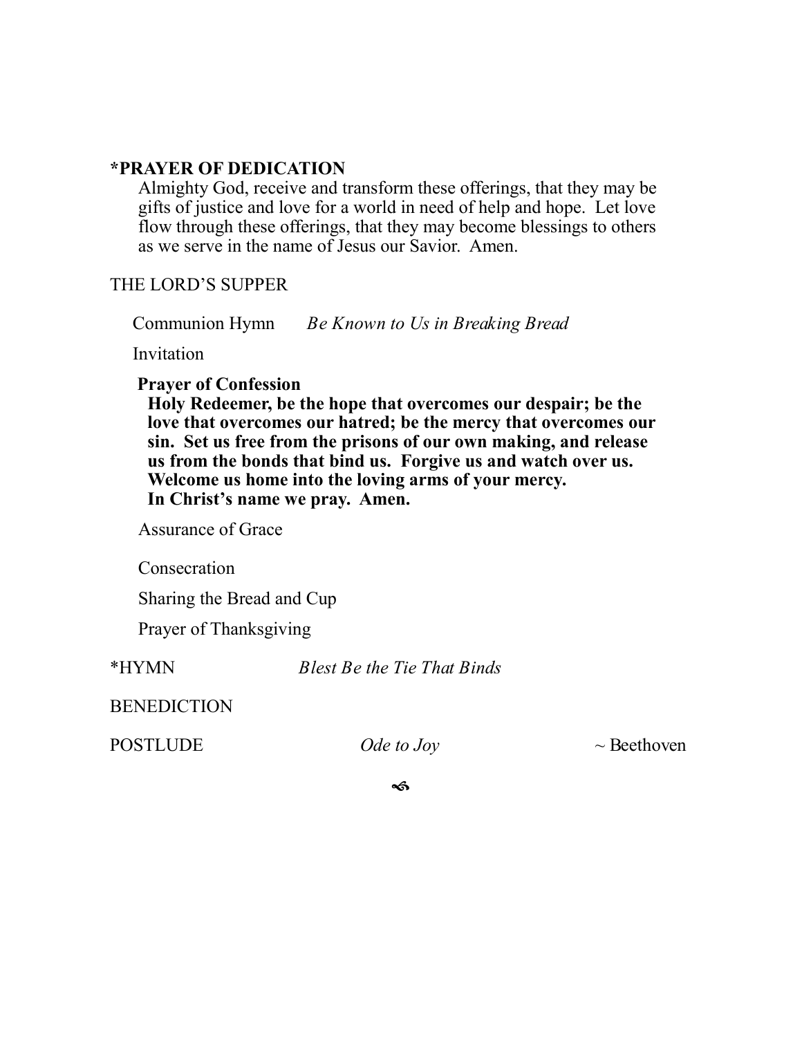**\*PRAYER OF DEDICATION**

Almighty God, receive and transform these offerings, that they may be gifts of justice and love for a world in need of help and hope. Let love flow through these offerings, that they may become blessings to others as we serve in the name of Jesus our Savior. Amen.

THE LORD'S SUPPER

Communion Hymn *Be Known to Us in Breaking Bread*

Invitation

**Prayer of Confession**

**Holy Redeemer, be the hope that overcomes our despair; be the love that overcomes our hatred; be the mercy that overcomes our sin. Set us free from the prisons of our own making, and release us from the bonds that bind us. Forgive us and watch over us. Welcome us home into the loving arms of your mercy. In Christ's name we pray. Amen.**

Assurance of Grace

Consecration

Sharing the Bread and Cup

Prayer of Thanksgiving

\*HYMN *Blest Be the Tie That Binds*

BENEDICTION

POSTLUDE *Ode to Joy* ~ Beethoven

൴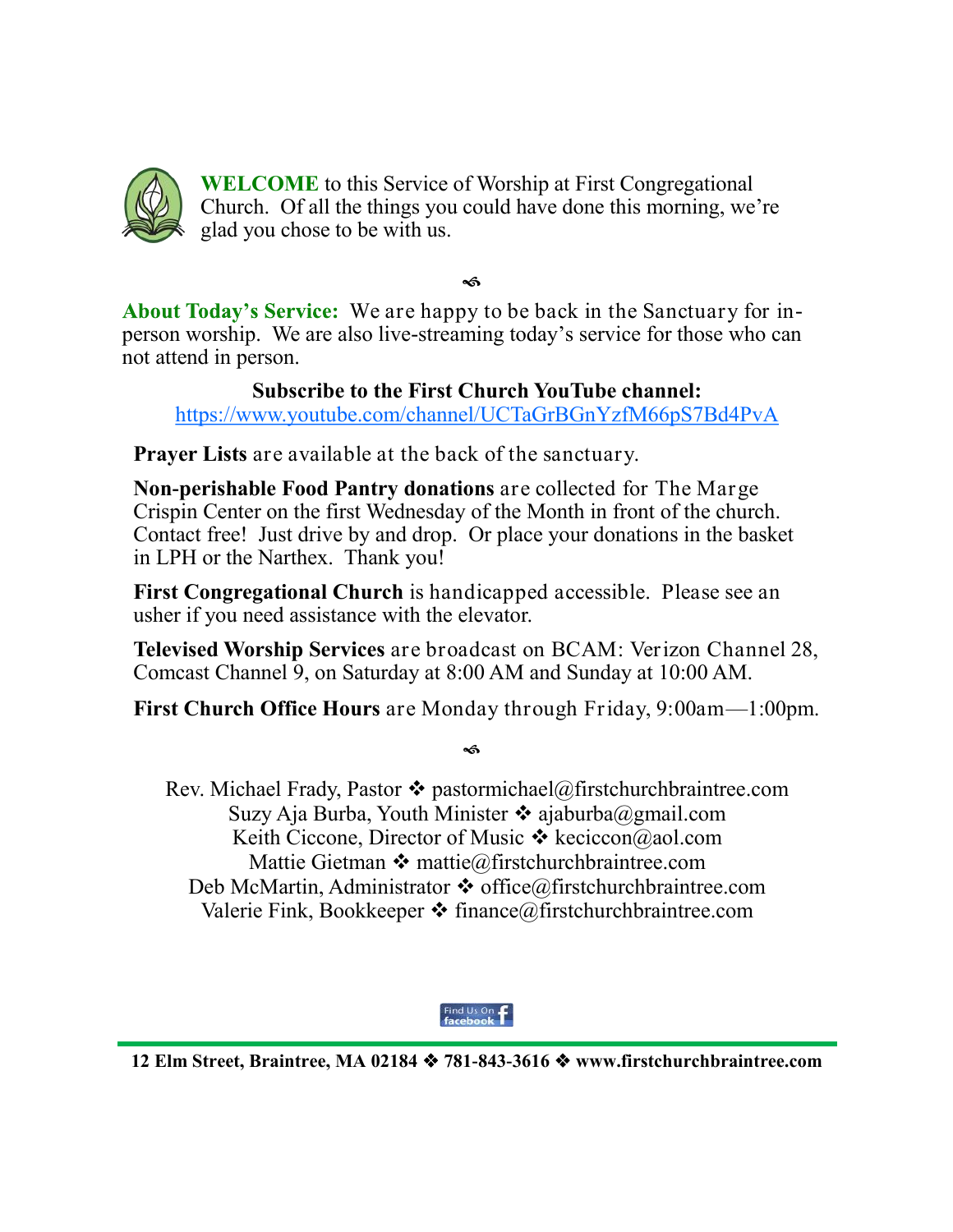**WELCOME** to this Service of Worship at First Congregational Church. Of all the things you could have done this morning, we're glad you chose to be with us.

**About Today's Service:** We are happy to be back in the Sanctuary for in-person worship. We are also live-streaming today's service for those who can not attend in person.

**Subscribe to the First Church YouTube channel:**
https://www.youtube.com/channel/UCTaGrBGnYzfM66pS7Bd4PvA

**Prayer Lists** are available at the back of the sanctuary.

**Non-perishable Food Pantry donations** are collected for The Marge Crispin Center on the first Wednesday of the Month in front of the church. Contact free! Just drive by and drop. Or place your donations in the basket in LPH or the Narthex. Thank you!

**First Congregational Church** is handicapped accessible. Please see an usher if you need assistance with the elevator.

**Televised Worship Services** are broadcast on BCAM: Verizon Channel 28, Comcast Channel 9, on Saturday at 8:00 AM and Sunday at 10:00 AM.

**First Church Office Hours** are Monday through Friday, 9:00am—1:00pm.

Rev. Michael Frady, Pastor ❖ pastormichael@firstchurchbraintree.com
Suzy Aja Burba, Youth Minister ❖ ajaburba@gmail.com
Keith Ciccone, Director of Music ❖ keciccon@aol.com
Mattie Gietman ❖ mattie@firstchurchbraintree.com
Deb McMartin, Administrator ❖ office@firstchurchbraintree.com
Valerie Fink, Bookkeeper ❖ finance@firstchurchbraintree.com

Find Us On facebook

**12 Elm Street, Braintree, MA 02184 ❖ 781-843-3616 ❖ www.firstchurchbraintree.com**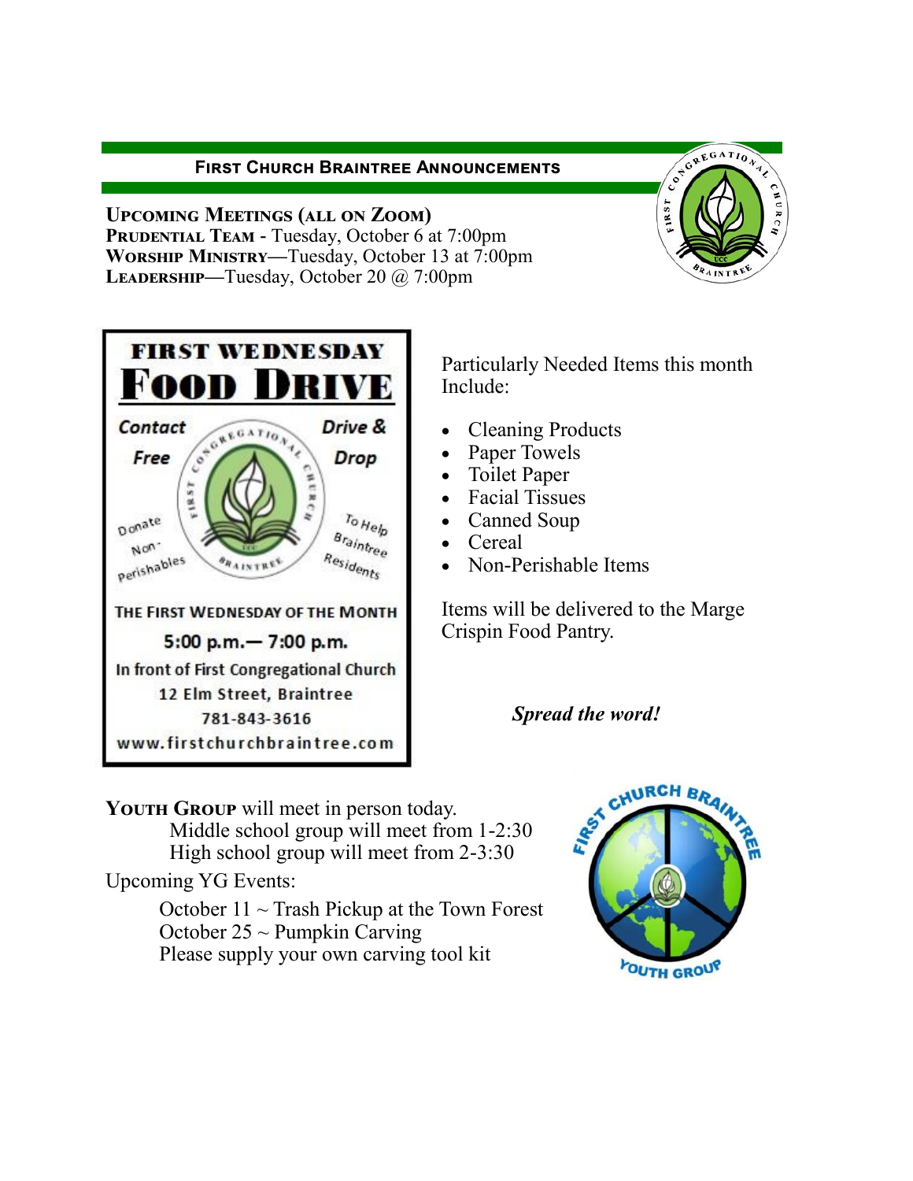## First Church Braintree Announcements

**Upcoming Meetings (all on Zoom)**
**Prudential Team** - Tuesday, October 6 at 7:00pm
**Worship Ministry**—Tuesday, October 13 at 7:00pm
**Leadership**—Tuesday, October 20 @ 7:00pm

## FIRST WEDNESDAY FOOD DRIVE

Contact Free

Drive & Drop

Donate Non-Perishables

To Help Braintree Residents

THE FIRST WEDNESDAY OF THE MONTH
5:00 p.m.— 7:00 p.m.
In front of First Congregational Church
12 Elm Street, Braintree
781-843-3616
www.firstchurchbraintree.com

Particularly Needed Items this month Include:

- Cleaning Products
- Paper Towels
- Toilet Paper
- Facial Tissues
- Canned Soup
- Cereal
- Non-Perishable Items

Items will be delivered to the Marge Crispin Food Pantry.

***Spread the word!***

**Youth Group** will meet in person today.
Middle school group will meet from 1-2:30
High school group will meet from 2-3:30

Upcoming YG Events:

October 11 ~ Trash Pickup at the Town Forest
October 25 ~ Pumpkin Carving
Please supply your own carving tool kit